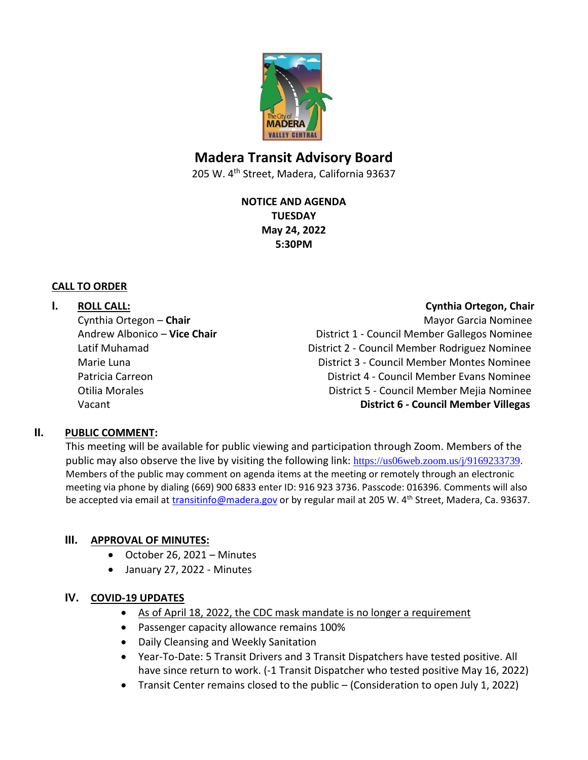# Madera Transit Advisory Board

205 W. 4th Street, Madera, California 93637

**NOTICE AND AGENDA**
**TUESDAY**
**May 24, 2022**
**5:30PM**

**CALL TO ORDER**

## I. ROLL CALL:

**Cynthia Ortegon, Chair**

| Member | Nominee |
|---|---|
| Cynthia Ortegon – **Chair** | Mayor Garcia Nominee |
| Andrew Albonico – **Vice Chair** | District 1 - Council Member Gallegos Nominee |
| Latif Muhamad | District 2 - Council Member Rodriguez Nominee |
| Marie Luna | District 3 - Council Member Montes Nominee |
| Patricia Carreon | District 4 - Council Member Evans Nominee |
| Otilia Morales | District 5 - Council Member Mejia Nominee |
| Vacant | **District 6 - Council Member Villegas** |

## II. PUBLIC COMMENT:

This meeting will be available for public viewing and participation through Zoom. Members of the public may also observe the live by visiting the following link: https://us06web.zoom.us/j/9169233739. Members of the public may comment on agenda items at the meeting or remotely through an electronic meeting via phone by dialing (669) 900 6833 enter ID: 916 923 3736. Passcode: 016396. Comments will also be accepted via email at transitinfo@madera.gov or by regular mail at 205 W. 4th Street, Madera, Ca. 93637.

## III. APPROVAL OF MINUTES:

- October 26, 2021 – Minutes
- January 27, 2022 - Minutes

## IV. COVID-19 UPDATES

- As of April 18, 2022, the CDC mask mandate is no longer a requirement
- Passenger capacity allowance remains 100%
- Daily Cleansing and Weekly Sanitation
- Year-To-Date: 5 Transit Drivers and 3 Transit Dispatchers have tested positive. All have since return to work. (-1 Transit Dispatcher who tested positive May 16, 2022)
- Transit Center remains closed to the public – (Consideration to open July 1, 2022)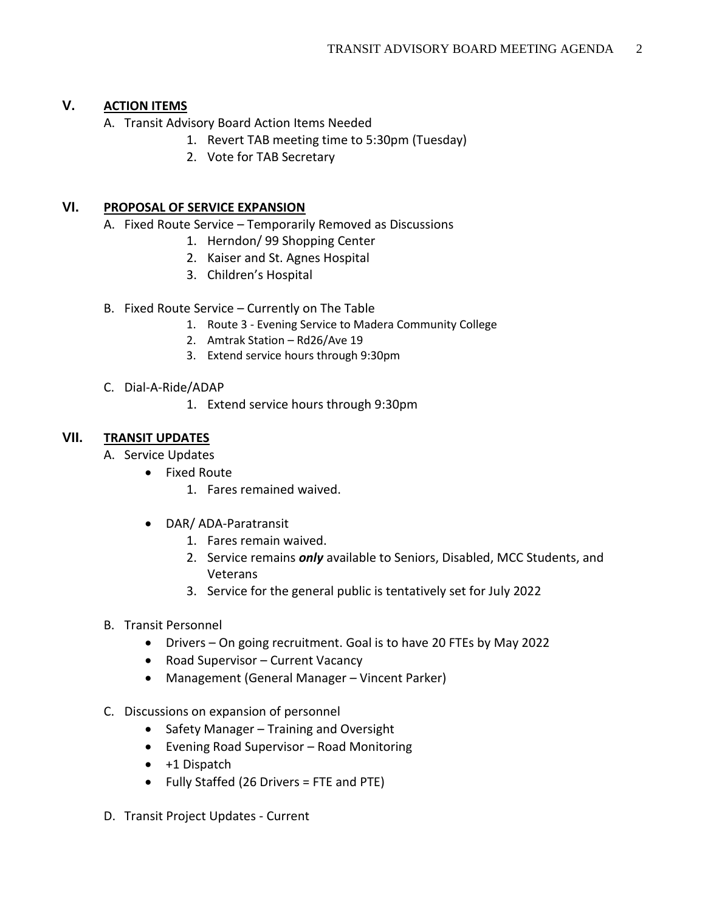## V. **ACTION ITEMS**

A. Transit Advisory Board Action Items Needed
   1. Revert TAB meeting time to 5:30pm (Tuesday)
   2. Vote for TAB Secretary

## VI. **PROPOSAL OF SERVICE EXPANSION**

A. Fixed Route Service – Temporarily Removed as Discussions
   1. Herndon/ 99 Shopping Center
   2. Kaiser and St. Agnes Hospital
   3. Children's Hospital

B. Fixed Route Service – Currently on The Table
   1. Route 3 - Evening Service to Madera Community College
   2. Amtrak Station – Rd26/Ave 19
   3. Extend service hours through 9:30pm

C. Dial-A-Ride/ADAP
   1. Extend service hours through 9:30pm

## VII. **TRANSIT UPDATES**

A. Service Updates
   - Fixed Route
     1. Fares remained waived.
   - DAR/ ADA-Paratransit
     1. Fares remain waived.
     2. Service remains ***only*** available to Seniors, Disabled, MCC Students, and Veterans
     3. Service for the general public is tentatively set for July 2022

B. Transit Personnel
   - Drivers – On going recruitment. Goal is to have 20 FTEs by May 2022
   - Road Supervisor – Current Vacancy
   - Management (General Manager – Vincent Parker)

C. Discussions on expansion of personnel
   - Safety Manager – Training and Oversight
   - Evening Road Supervisor – Road Monitoring
   - +1 Dispatch
   - Fully Staffed (26 Drivers = FTE and PTE)

D. Transit Project Updates - Current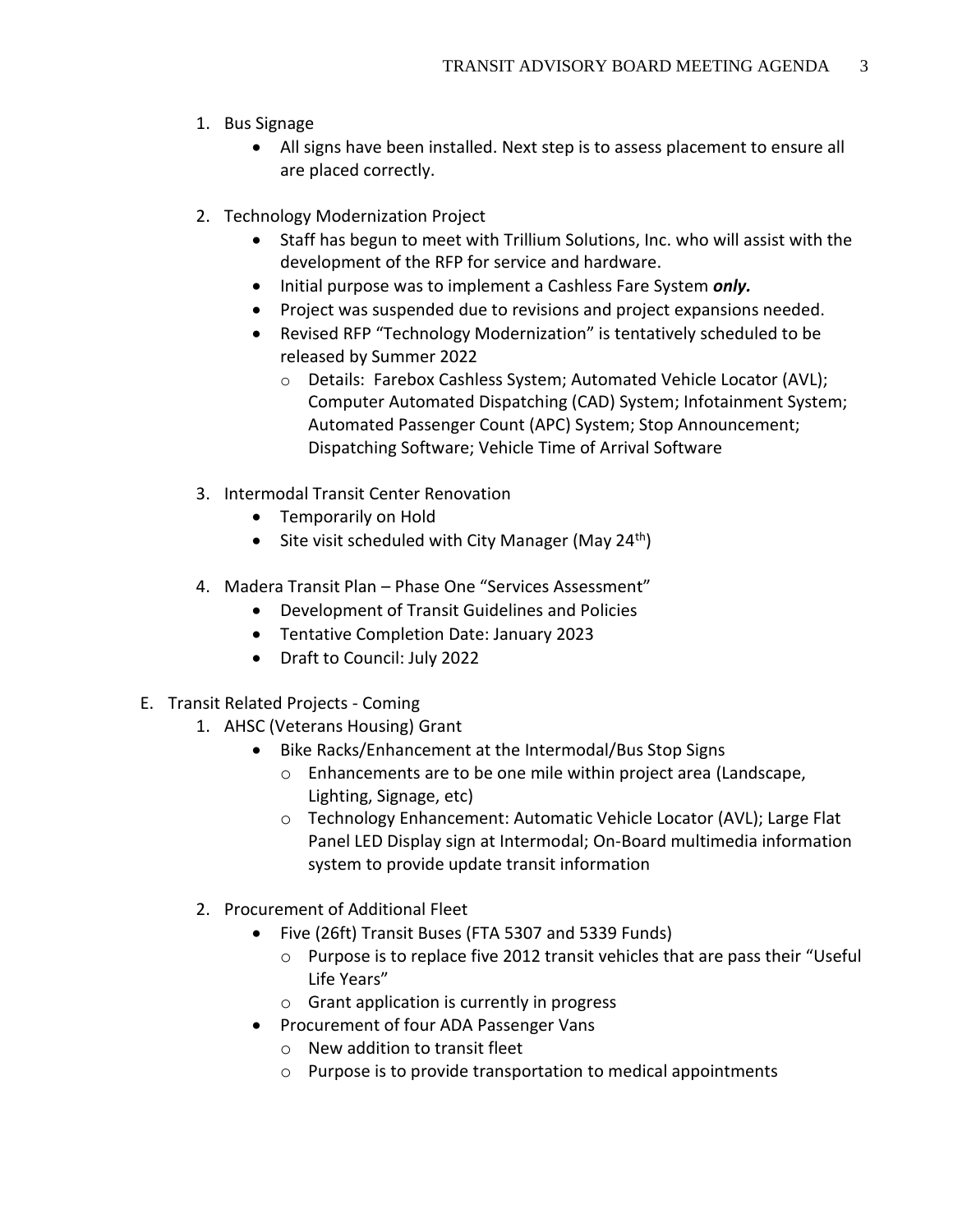1. Bus Signage
    - All signs have been installed. Next step is to assess placement to ensure all are placed correctly.

2. Technology Modernization Project
    - Staff has begun to meet with Trillium Solutions, Inc. who will assist with the development of the RFP for service and hardware.
    - Initial purpose was to implement a Cashless Fare System ***only.***
    - Project was suspended due to revisions and project expansions needed.
    - Revised RFP "Technology Modernization" is tentatively scheduled to be released by Summer 2022
        - Details: Farebox Cashless System; Automated Vehicle Locator (AVL); Computer Automated Dispatching (CAD) System; Infotainment System; Automated Passenger Count (APC) System; Stop Announcement; Dispatching Software; Vehicle Time of Arrival Software

3. Intermodal Transit Center Renovation
    - Temporarily on Hold
    - Site visit scheduled with City Manager (May 24th)

4. Madera Transit Plan – Phase One "Services Assessment"
    - Development of Transit Guidelines and Policies
    - Tentative Completion Date: January 2023
    - Draft to Council: July 2022

E. Transit Related Projects - Coming

1. AHSC (Veterans Housing) Grant
    - Bike Racks/Enhancement at the Intermodal/Bus Stop Signs
        - Enhancements are to be one mile within project area (Landscape, Lighting, Signage, etc)
        - Technology Enhancement: Automatic Vehicle Locator (AVL); Large Flat Panel LED Display sign at Intermodal; On-Board multimedia information system to provide update transit information

2. Procurement of Additional Fleet
    - Five (26ft) Transit Buses (FTA 5307 and 5339 Funds)
        - Purpose is to replace five 2012 transit vehicles that are pass their "Useful Life Years"
        - Grant application is currently in progress
    - Procurement of four ADA Passenger Vans
        - New addition to transit fleet
        - Purpose is to provide transportation to medical appointments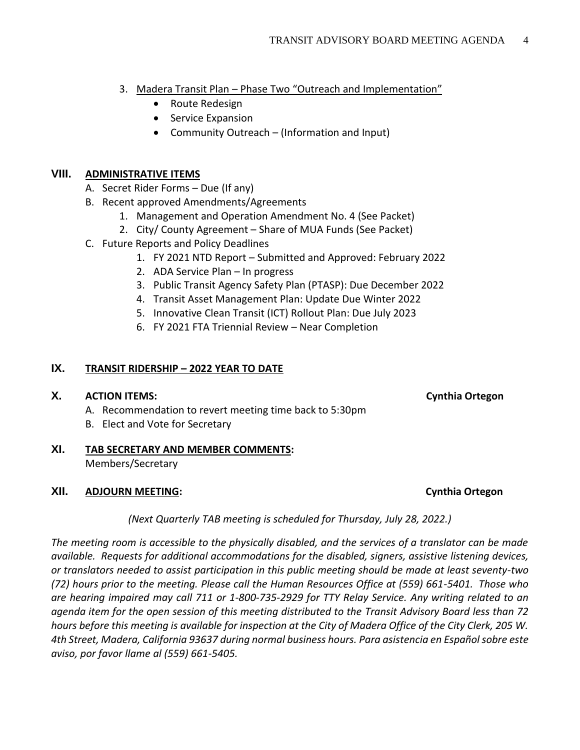3. <u>Madera Transit Plan – Phase Two "Outreach and Implementation"</u>
   - Route Redesign
   - Service Expansion
   - Community Outreach – (Information and Input)

## VIII. <u>ADMINISTRATIVE ITEMS</u>

A. Secret Rider Forms – Due (If any)

B. Recent approved Amendments/Agreements
   1. Management and Operation Amendment No. 4 (See Packet)
   2. City/ County Agreement – Share of MUA Funds (See Packet)

C. Future Reports and Policy Deadlines
   1. FY 2021 NTD Report – Submitted and Approved: February 2022
   2. ADA Service Plan – In progress
   3. Public Transit Agency Safety Plan (PTASP): Due December 2022
   4. Transit Asset Management Plan: Update Due Winter 2022
   5. Innovative Clean Transit (ICT) Rollout Plan: Due July 2023
   6. FY 2021 FTA Triennial Review – Near Completion

## IX. <u>TRANSIT RIDERSHIP – 2022 YEAR TO DATE</u>

## X. ACTION ITEMS: **Cynthia Ortegon**

A. Recommendation to revert meeting time back to 5:30pm

B. Elect and Vote for Secretary

## XI. <u>TAB SECRETARY AND MEMBER COMMENTS</u>:

Members/Secretary

## XII. <u>ADJOURN MEETING</u>: **Cynthia Ortegon**

*(Next Quarterly TAB meeting is scheduled for Thursday, July 28, 2022.)*

*The meeting room is accessible to the physically disabled, and the services of a translator can be made available. Requests for additional accommodations for the disabled, signers, assistive listening devices, or translators needed to assist participation in this public meeting should be made at least seventy-two (72) hours prior to the meeting. Please call the Human Resources Office at (559) 661-5401. Those who are hearing impaired may call 711 or 1-800-735-2929 for TTY Relay Service. Any writing related to an agenda item for the open session of this meeting distributed to the Transit Advisory Board less than 72 hours before this meeting is available for inspection at the City of Madera Office of the City Clerk, 205 W. 4th Street, Madera, California 93637 during normal business hours. Para asistencia en Español sobre este aviso, por favor llame al (559) 661-5405.*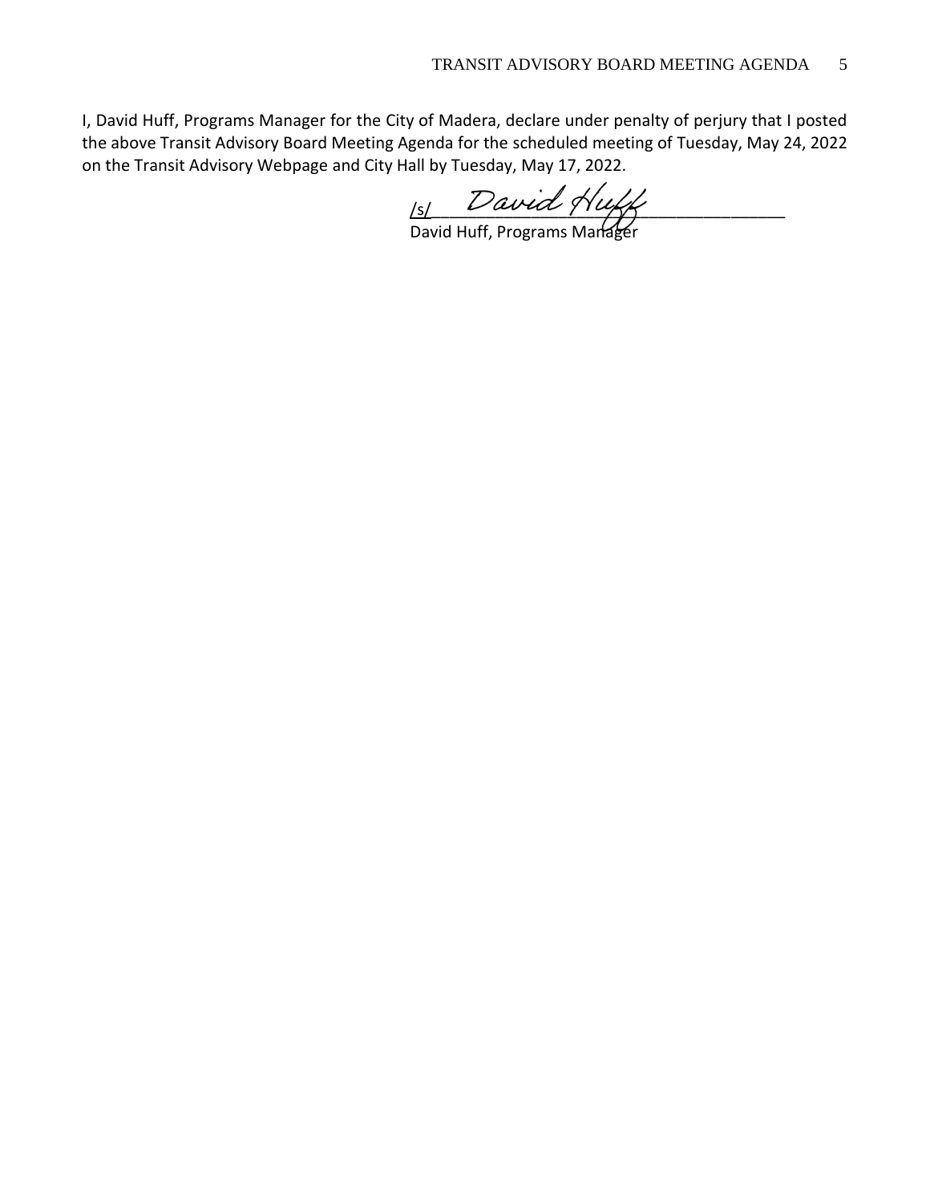I, David Huff, Programs Manager for the City of Madera, declare under penalty of perjury that I posted the above Transit Advisory Board Meeting Agenda for the scheduled meeting of Tuesday, May 24, 2022 on the Transit Advisory Webpage and City Hall by Tuesday, May 17, 2022.

/s/ David Huff

David Huff, Programs Manager